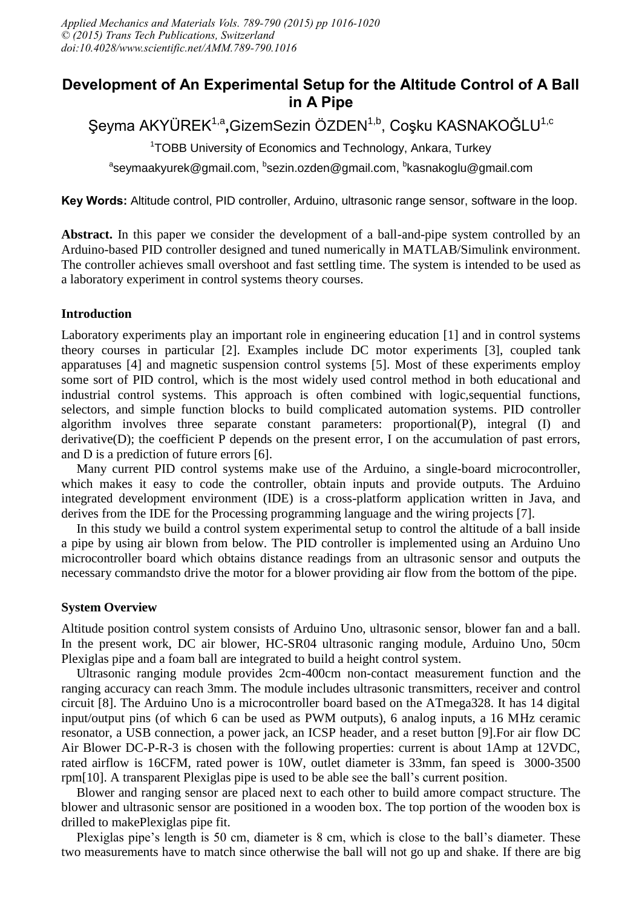*Applied Mechanics and Materials Vols. 789-790 (2015) pp 1016-1020*
*© (2015) Trans Tech Publications, Switzerland*
*doi:10.4028/www.scientific.net/AMM.789-790.1016*

# Development of An Experimental Setup for the Altitude Control of A Ball in A Pipe

Şeyma AKYÜREK[1,a], GizemSezin ÖZDEN[1,b], Coşku KASNAKOĞLU[1,c]

[1]TOBB University of Economics and Technology, Ankara, Turkey

[a]seymaakyurek@gmail.com, [b]sezin.ozden@gmail.com, [b]kasnakoglu@gmail.com

**Key Words:** Altitude control, PID controller, Arduino, ultrasonic range sensor, software in the loop.

**Abstract.** In this paper we consider the development of a ball-and-pipe system controlled by an Arduino-based PID controller designed and tuned numerically in MATLAB/Simulink environment. The controller achieves small overshoot and fast settling time. The system is intended to be used as a laboratory experiment in control systems theory courses.

## Introduction

Laboratory experiments play an important role in engineering education [1] and in control systems theory courses in particular [2]. Examples include DC motor experiments [3], coupled tank apparatuses [4] and magnetic suspension control systems [5]. Most of these experiments employ some sort of PID control, which is the most widely used control method in both educational and industrial control systems. This approach is often combined with logic,sequential functions, selectors, and simple function blocks to build complicated automation systems. PID controller algorithm involves three separate constant parameters: proportional(P), integral (I) and derivative(D); the coefficient P depends on the present error, I on the accumulation of past errors, and D is a prediction of future errors [6].

Many current PID control systems make use of the Arduino, a single-board microcontroller, which makes it easy to code the controller, obtain inputs and provide outputs. The Arduino integrated development environment (IDE) is a cross-platform application written in Java, and derives from the IDE for the Processing programming language and the wiring projects [7].

In this study we build a control system experimental setup to control the altitude of a ball inside a pipe by using air blown from below. The PID controller is implemented using an Arduino Uno microcontroller board which obtains distance readings from an ultrasonic sensor and outputs the necessary commandsto drive the motor for a blower providing air flow from the bottom of the pipe.

## System Overview

Altitude position control system consists of Arduino Uno, ultrasonic sensor, blower fan and a ball. In the present work, DC air blower, HC-SR04 ultrasonic ranging module, Arduino Uno, 50cm Plexiglas pipe and a foam ball are integrated to build a height control system.

Ultrasonic ranging module provides 2cm-400cm non-contact measurement function and the ranging accuracy can reach 3mm. The module includes ultrasonic transmitters, receiver and control circuit [8]. The Arduino Uno is a microcontroller board based on the ATmega328. It has 14 digital input/output pins (of which 6 can be used as PWM outputs), 6 analog inputs, a 16 MHz ceramic resonator, a USB connection, a power jack, an ICSP header, and a reset button [9].For air flow DC Air Blower DC-P-R-3 is chosen with the following properties: current is about 1Amp at 12VDC, rated airflow is 16CFM, rated power is 10W, outlet diameter is 33mm, fan speed is 3000-3500 rpm[10]. A transparent Plexiglas pipe is used to be able see the ball's current position.

Blower and ranging sensor are placed next to each other to build amore compact structure. The blower and ultrasonic sensor are positioned in a wooden box. The top portion of the wooden box is drilled to makePlexiglas pipe fit.

Plexiglas pipe's length is 50 cm, diameter is 8 cm, which is close to the ball's diameter. These two measurements have to match since otherwise the ball will not go up and shake. If there are big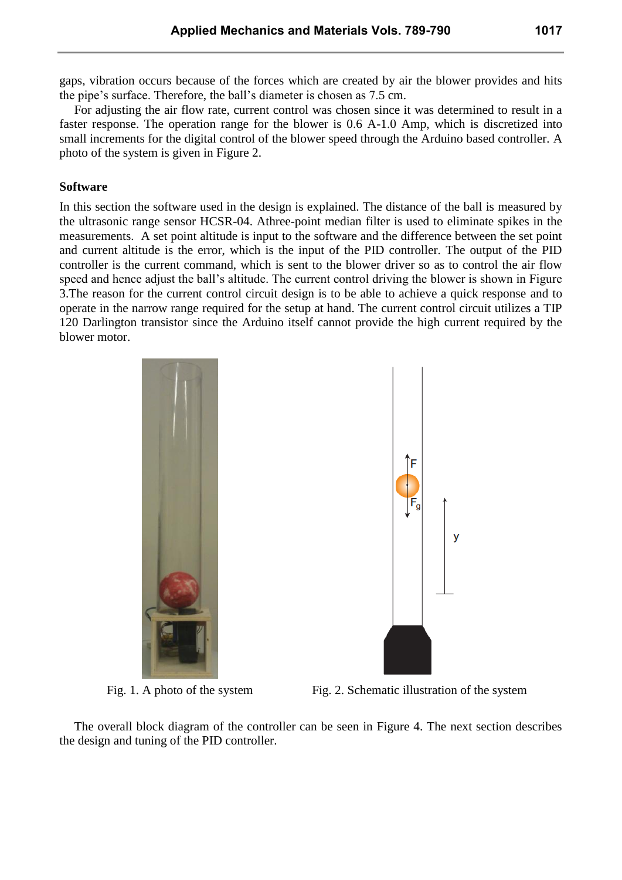gaps, vibration occurs because of the forces which are created by air the blower provides and hits the pipe's surface. Therefore, the ball's diameter is chosen as 7.5 cm.

For adjusting the air flow rate, current control was chosen since it was determined to result in a faster response. The operation range for the blower is 0.6 A-1.0 Amp, which is discretized into small increments for the digital control of the blower speed through the Arduino based controller. A photo of the system is given in Figure 2.

**Software**

In this section the software used in the design is explained. The distance of the ball is measured by the ultrasonic range sensor HCSR-04. Athree-point median filter is used to eliminate spikes in the measurements. A set point altitude is input to the software and the difference between the set point and current altitude is the error, which is the input of the PID controller. The output of the PID controller is the current command, which is sent to the blower driver so as to control the air flow speed and hence adjust the ball's altitude. The current control driving the blower is shown in Figure 3.The reason for the current control circuit design is to be able to achieve a quick response and to operate in the narrow range required for the setup at hand. The current control circuit utilizes a TIP 120 Darlington transistor since the Arduino itself cannot provide the high current required by the blower motor.

Fig. 1. A photo of the system

Fig. 2. Schematic illustration of the system

The overall block diagram of the controller can be seen in Figure 4. The next section describes the design and tuning of the PID controller.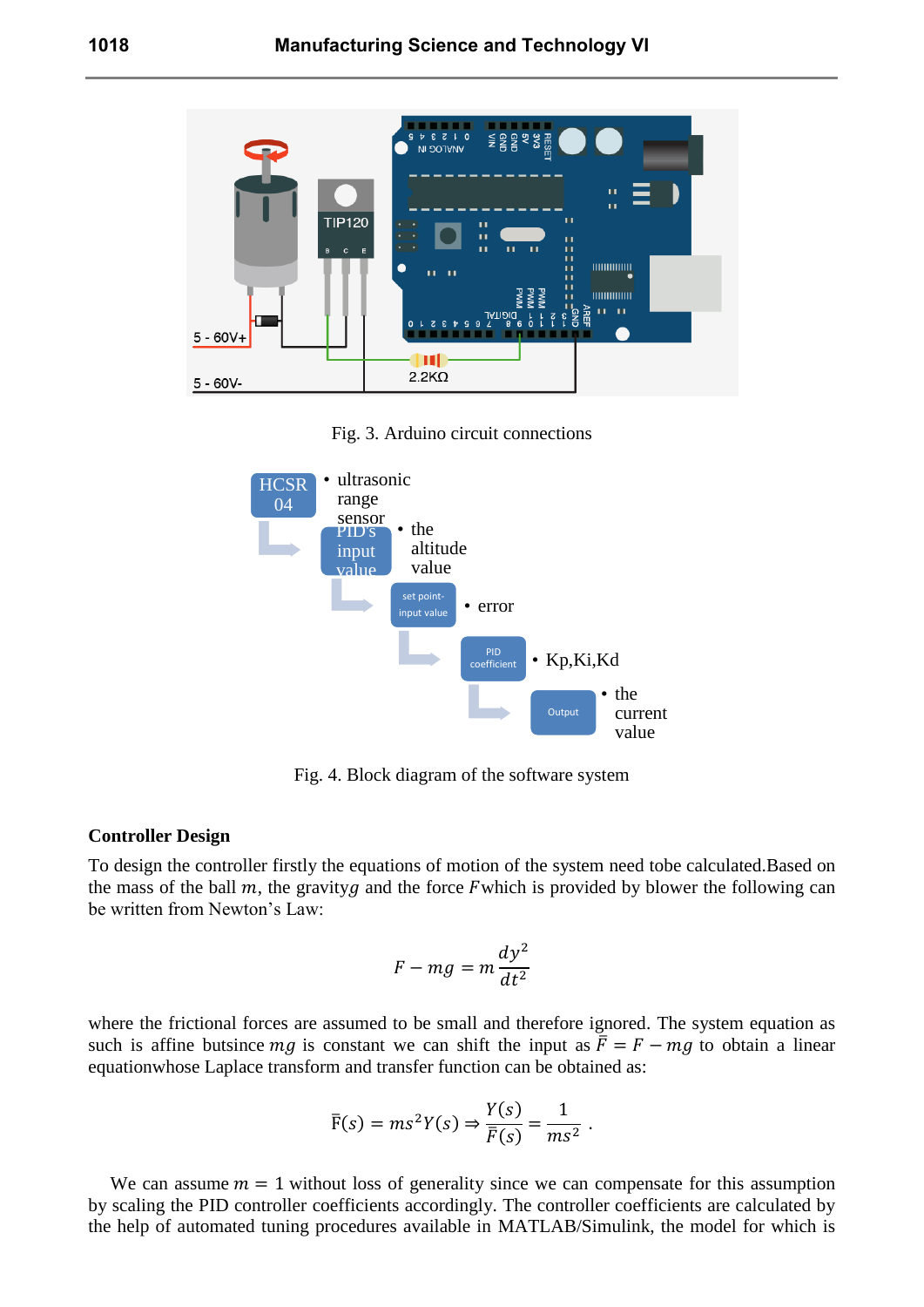Fig. 3. Arduino circuit connections

Fig. 4. Block diagram of the software system

**Controller Design**

To design the controller firstly the equations of motion of the system need tobe calculated.Based on the mass of the ball $m$, the gravity$g$ and the force $F$which is provided by blower the following can be written from Newton's Law:

$$F - mg = m\frac{dy^2}{dt^2}$$

where the frictional forces are assumed to be small and therefore ignored. The system equation as such is affine butsince $mg$ is constant we can shift the input as $\bar{F} = F - mg$ to obtain a linear equationwhose Laplace transform and transfer function can be obtained as:

$$\bar{F}(s) = ms^2Y(s) \Rightarrow \frac{Y(s)}{\bar{F}(s)} = \frac{1}{ms^2}\ .$$

We can assume $m = 1$ without loss of generality since we can compensate for this assumption by scaling the PID controller coefficients accordingly. The controller coefficients are calculated by the help of automated tuning procedures available in MATLAB/Simulink, the model for which is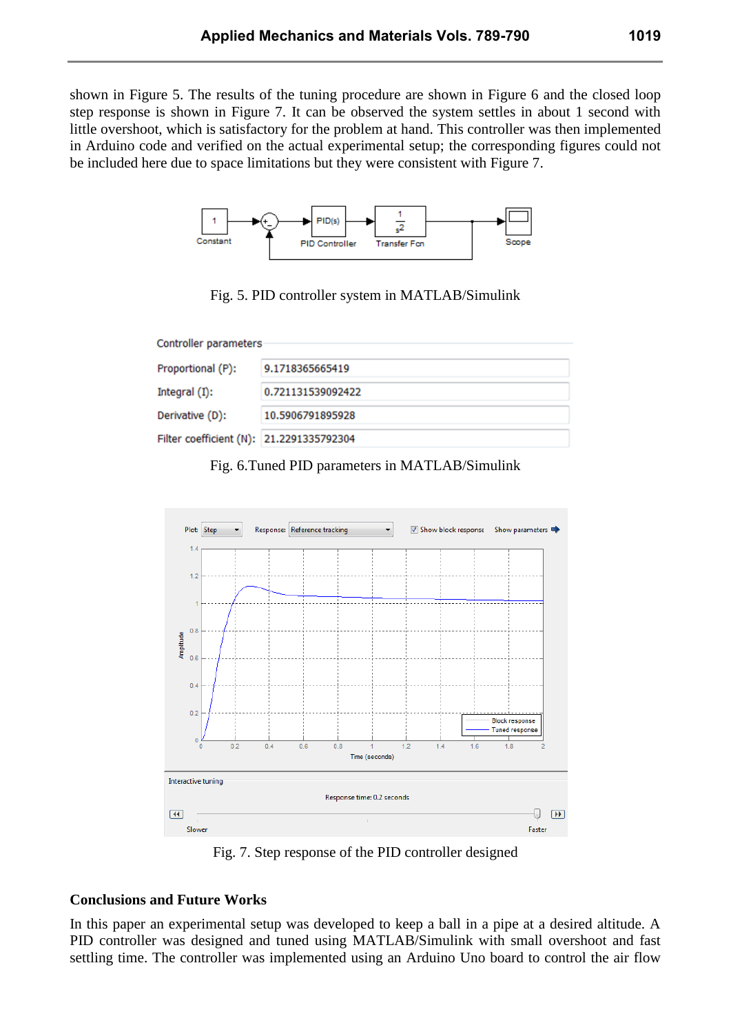shown in Figure 5. The results of the tuning procedure are shown in Figure 6 and the closed loop step response is shown in Figure 7. It can be observed the system settles in about 1 second with little overshoot, which is satisfactory for the problem at hand. This controller was then implemented in Arduino code and verified on the actual experimental setup; the corresponding figures could not be included here due to space limitations but they were consistent with Figure 7.

Fig. 5. PID controller system in MATLAB/Simulink

Fig. 6.Tuned PID parameters in MATLAB/Simulink

Fig. 7. Step response of the PID controller designed

## Conclusions and Future Works

In this paper an experimental setup was developed to keep a ball in a pipe at a desired altitude. A PID controller was designed and tuned using MATLAB/Simulink with small overshoot and fast settling time. The controller was implemented using an Arduino Uno board to control the air flow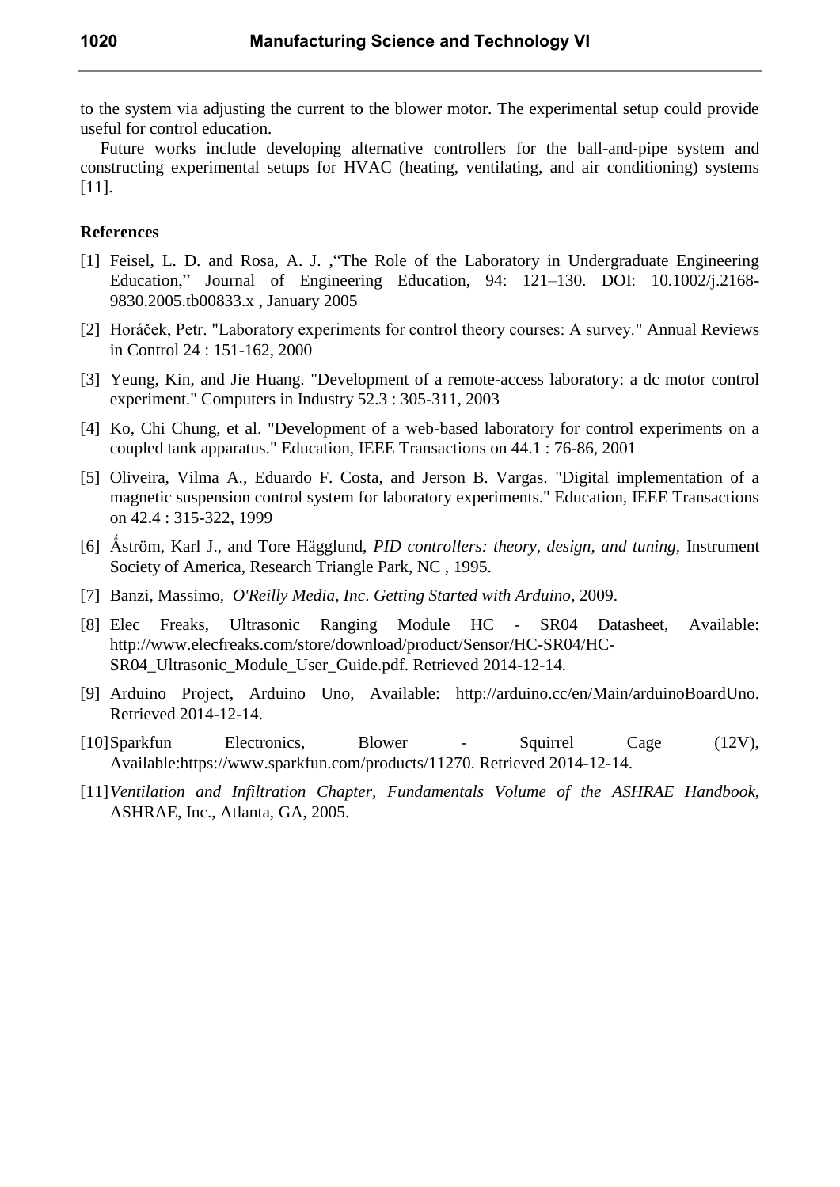to the system via adjusting the current to the blower motor. The experimental setup could provide useful for control education.

Future works include developing alternative controllers for the ball-and-pipe system and constructing experimental setups for HVAC (heating, ventilating, and air conditioning) systems [11].

## References

[1] Feisel, L. D. and Rosa, A. J. ,"The Role of the Laboratory in Undergraduate Engineering Education," Journal of Engineering Education, 94: 121–130. DOI: 10.1002/j.2168-9830.2005.tb00833.x , January 2005

[2] Horáček, Petr. "Laboratory experiments for control theory courses: A survey." Annual Reviews in Control 24 : 151-162, 2000

[3] Yeung, Kin, and Jie Huang. "Development of a remote-access laboratory: a dc motor control experiment." Computers in Industry 52.3 : 305-311, 2003

[4] Ko, Chi Chung, et al. "Development of a web-based laboratory for control experiments on a coupled tank apparatus." Education, IEEE Transactions on 44.1 : 76-86, 2001

[5] Oliveira, Vilma A., Eduardo F. Costa, and Jerson B. Vargas. "Digital implementation of a magnetic suspension control system for laboratory experiments." Education, IEEE Transactions on 42.4 : 315-322, 1999

[6] Åström, Karl J., and Tore Hägglund, *PID controllers: theory, design, and tuning*, Instrument Society of America, Research Triangle Park, NC , 1995.

[7] Banzi, Massimo, *O'Reilly Media, Inc*. *Getting Started with Arduino*, 2009.

[8] Elec Freaks, Ultrasonic Ranging Module HC - SR04 Datasheet, Available: http://www.elecfreaks.com/store/download/product/Sensor/HC-SR04/HC-SR04_Ultrasonic_Module_User_Guide.pdf. Retrieved 2014-12-14.

[9] Arduino Project, Arduino Uno, Available: http://arduino.cc/en/Main/arduinoBoardUno. Retrieved 2014-12-14.

[10] Sparkfun Electronics, Blower - Squirrel Cage (12V), Available:https://www.sparkfun.com/products/11270. Retrieved 2014-12-14.

[11] *Ventilation and Infiltration Chapter, Fundamentals Volume of the ASHRAE Handbook*, ASHRAE, Inc., Atlanta, GA, 2005.